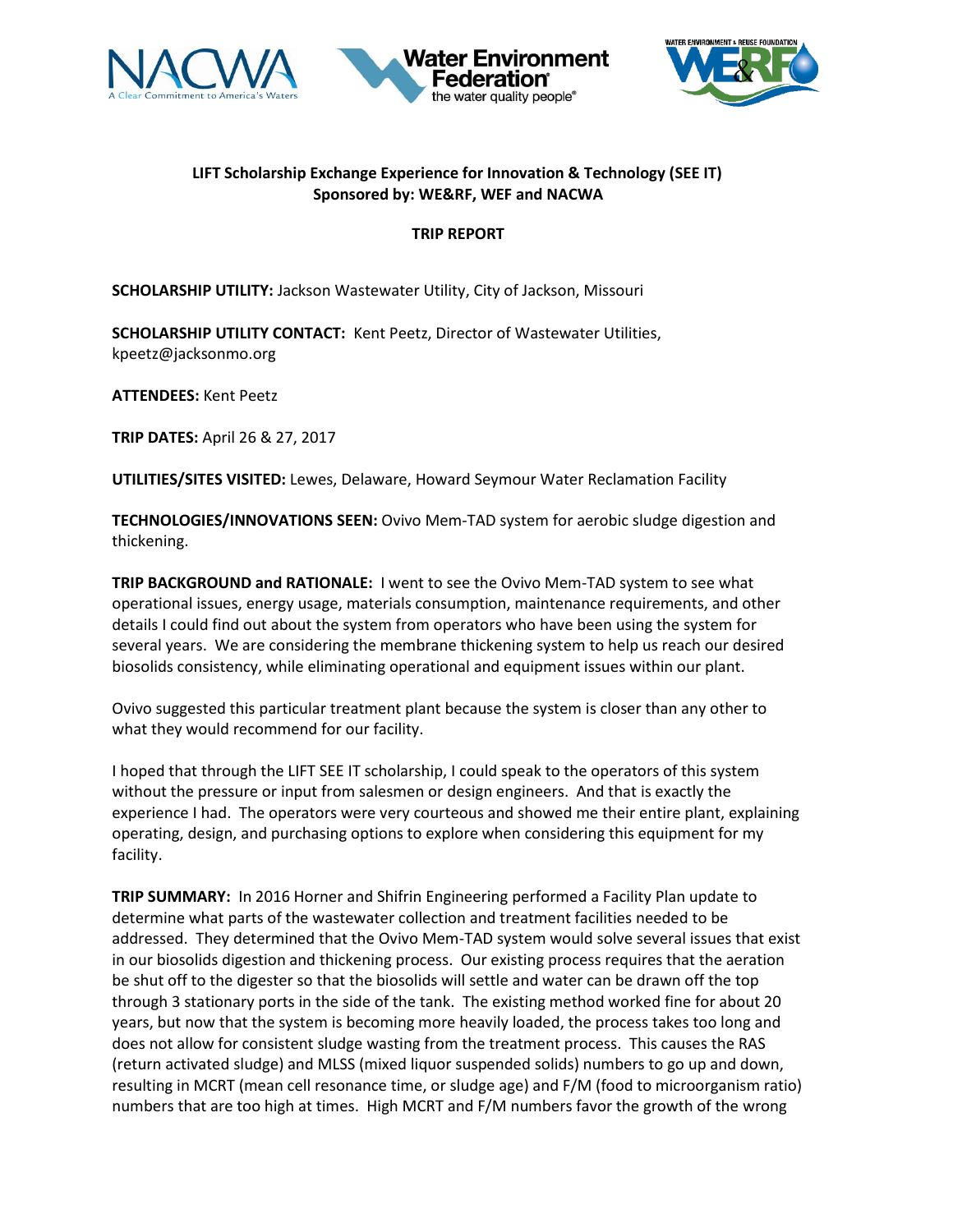**LIFT Scholarship Exchange Experience for Innovation & Technology (SEE IT)**
**Sponsored by: WE&RF, WEF and NACWA**

**TRIP REPORT**

**SCHOLARSHIP UTILITY:** Jackson Wastewater Utility, City of Jackson, Missouri

**SCHOLARSHIP UTILITY CONTACT:** Kent Peetz, Director of Wastewater Utilities, kpeetz@jacksonmo.org

**ATTENDEES:** Kent Peetz

**TRIP DATES:** April 26 & 27, 2017

**UTILITIES/SITES VISITED:** Lewes, Delaware, Howard Seymour Water Reclamation Facility

**TECHNOLOGIES/INNOVATIONS SEEN:** Ovivo Mem-TAD system for aerobic sludge digestion and thickening.

**TRIP BACKGROUND and RATIONALE:** I went to see the Ovivo Mem-TAD system to see what operational issues, energy usage, materials consumption, maintenance requirements, and other details I could find out about the system from operators who have been using the system for several years. We are considering the membrane thickening system to help us reach our desired biosolids consistency, while eliminating operational and equipment issues within our plant.

Ovivo suggested this particular treatment plant because the system is closer than any other to what they would recommend for our facility.

I hoped that through the LIFT SEE IT scholarship, I could speak to the operators of this system without the pressure or input from salesmen or design engineers. And that is exactly the experience I had. The operators were very courteous and showed me their entire plant, explaining operating, design, and purchasing options to explore when considering this equipment for my facility.

**TRIP SUMMARY:** In 2016 Horner and Shifrin Engineering performed a Facility Plan update to determine what parts of the wastewater collection and treatment facilities needed to be addressed. They determined that the Ovivo Mem-TAD system would solve several issues that exist in our biosolids digestion and thickening process. Our existing process requires that the aeration be shut off to the digester so that the biosolids will settle and water can be drawn off the top through 3 stationary ports in the side of the tank. The existing method worked fine for about 20 years, but now that the system is becoming more heavily loaded, the process takes too long and does not allow for consistent sludge wasting from the treatment process. This causes the RAS (return activated sludge) and MLSS (mixed liquor suspended solids) numbers to go up and down, resulting in MCRT (mean cell resonance time, or sludge age) and F/M (food to microorganism ratio) numbers that are too high at times. High MCRT and F/M numbers favor the growth of the wrong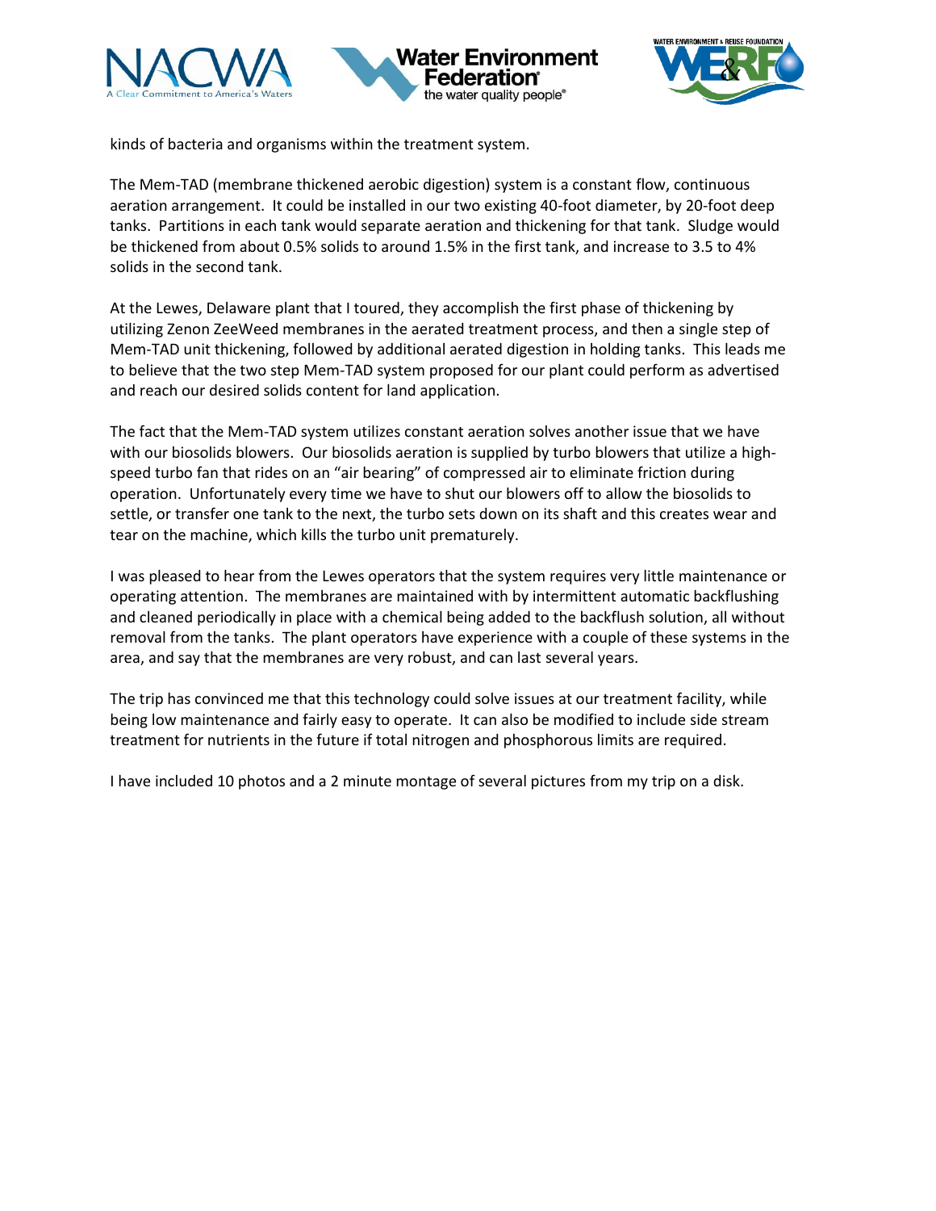kinds of bacteria and organisms within the treatment system.

The Mem-TAD (membrane thickened aerobic digestion) system is a constant flow, continuous aeration arrangement. It could be installed in our two existing 40-foot diameter, by 20-foot deep tanks. Partitions in each tank would separate aeration and thickening for that tank. Sludge would be thickened from about 0.5% solids to around 1.5% in the first tank, and increase to 3.5 to 4% solids in the second tank.

At the Lewes, Delaware plant that I toured, they accomplish the first phase of thickening by utilizing Zenon ZeeWeed membranes in the aerated treatment process, and then a single step of Mem-TAD unit thickening, followed by additional aerated digestion in holding tanks. This leads me to believe that the two step Mem-TAD system proposed for our plant could perform as advertised and reach our desired solids content for land application.

The fact that the Mem-TAD system utilizes constant aeration solves another issue that we have with our biosolids blowers. Our biosolids aeration is supplied by turbo blowers that utilize a high-speed turbo fan that rides on an "air bearing" of compressed air to eliminate friction during operation. Unfortunately every time we have to shut our blowers off to allow the biosolids to settle, or transfer one tank to the next, the turbo sets down on its shaft and this creates wear and tear on the machine, which kills the turbo unit prematurely.

I was pleased to hear from the Lewes operators that the system requires very little maintenance or operating attention. The membranes are maintained with by intermittent automatic backflushing and cleaned periodically in place with a chemical being added to the backflush solution, all without removal from the tanks. The plant operators have experience with a couple of these systems in the area, and say that the membranes are very robust, and can last several years.

The trip has convinced me that this technology could solve issues at our treatment facility, while being low maintenance and fairly easy to operate. It can also be modified to include side stream treatment for nutrients in the future if total nitrogen and phosphorous limits are required.

I have included 10 photos and a 2 minute montage of several pictures from my trip on a disk.